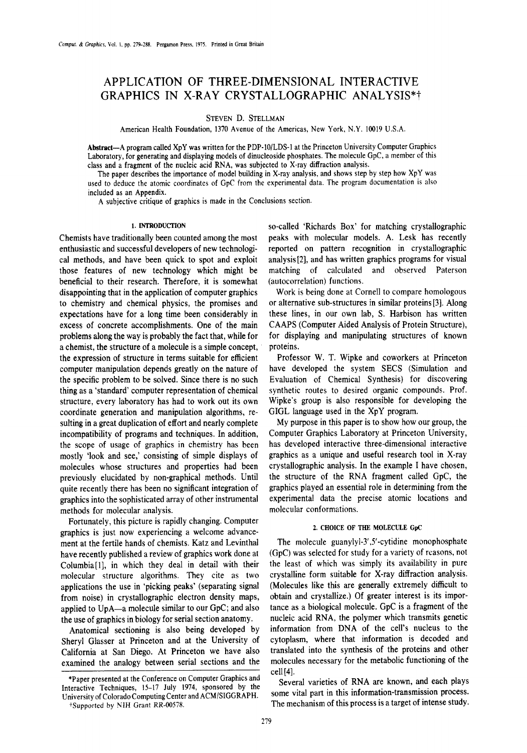# APPLICATION OF THREE-DIMENSIONAL INTERACTIVE GRAPHICS IN X-RAY CRYSTALLOGRAPHIC ANALYSIS*†

STEVEN D. STELLMAN

American Health Foundation, 1370 Avenue of the Americas, New York, N.Y. 10019 U.S.A.

**Abstract**—A program called XpY was written for the PDP-10/LDS-1 at the Princeton University Computer Graphics Laboratory, for generating and displaying models of dinucleoside phosphates. The molecule GpC, a member of this class and a fragment of the nucleic acid RNA, was subjected to X-ray diffraction analysis.

The paper describes the importance of model building in X-ray analysis, and shows step by step how XpY was used to deduce the atomic coordinates of GpC from the experimental data. The program documentation is also included as an Appendix.

A subjective critique of graphics is made in the Conclusions section.

## 1. INTRODUCTION

Chemists have traditionally been counted among the most enthusiastic and successful developers of new technological methods, and have been quick to spot and exploit those features of new technology which might be beneficial to their research. Therefore, it is somewhat disappointing that in the application of computer graphics to chemistry and chemical physics, the promises and expectations have for a long time been considerably in excess of concrete accomplishments. One of the main problems along the way is probably the fact that, while for a chemist, the structure of a molecule is a simple concept, the expression of structure in terms suitable for efficient computer manipulation depends greatly on the nature of the specific problem to be solved. Since there is no such thing as a 'standard' computer representation of chemical structure, every laboratory has had to work out its own coordinate generation and manipulation algorithms, resulting in a great duplication of effort and nearly complete incompatibility of programs and techniques. In addition, the scope of usage of graphics in chemistry has been mostly 'look and see,' consisting of simple displays of molecules whose structures and properties had been previously elucidated by non-graphical methods. Until quite recently there has been no significant integration of graphics into the sophisticated array of other instrumental methods for molecular analysis.

Fortunately, this picture is rapidly changing. Computer graphics is just now experiencing a welcome advancement at the fertile hands of chemists. Katz and Levinthal have recently published a review of graphics work done at Columbia[1], in which they deal in detail with their molecular structure algorithms. They cite as two applications the use in 'picking peaks' (separating signal from noise) in crystallographic electron density maps, applied to UpA—a molecule similar to our GpC; and also the use of graphics in biology for serial section anatomy.

Anatomical sectioning is also being developed by Sheryl Glasser at Princeton and at the University of California at San Diego. At Princeton we have also examined the analogy between serial sections and the so-called 'Richards Box' for matching crystallographic peaks with molecular models. A. Lesk has recently reported on pattern recognition in crystallographic analysis[2], and has written graphics programs for visual matching of calculated and observed Paterson (autocorrelation) functions.

Work is being done at Cornell to compare homologous or alternative sub-structures in similar proteins[3]. Along these lines, in our own lab, S. Harbison has written CAAPS (Computer Aided Analysis of Protein Structure), for displaying and manipulating structures of known proteins.

Professor W. T. Wipke and coworkers at Princeton have developed the system SECS (Simulation and Evaluation of Chemical Synthesis) for discovering synthetic routes to desired organic compounds. Prof. Wipke's group is also responsible for developing the GIGL language used in the XpY program.

My purpose in this paper is to show how our group, the Computer Graphics Laboratory at Princeton University, has developed interactive three-dimensional interactive graphics as a unique and useful research tool in X-ray crystallographic analysis. In the example I have chosen, the structure of the RNA fragment called GpC, the graphics played an essential role in determining from the experimental data the precise atomic locations and molecular conformations.

## 2. CHOICE OF THE MOLECULE GpC

The molecule guanylyl-3′,5′-cytidine monophosphate (GpC) was selected for study for a variety of reasons, not the least of which was simply its availability in pure crystalline form suitable for X-ray diffraction analysis. (Molecules like this are generally extremely difficult to obtain and crystallize.) Of greater interest is its importance as a biological molecule. GpC is a fragment of the nucleic acid RNA, the polymer which transmits genetic information from DNA of the cell's nucleus to the cytoplasm, where that information is decoded and translated into the synthesis of the proteins and other molecules necessary for the metabolic functioning of the cell[4].

Several varieties of RNA are known, and each plays some vital part in this information-transmission process. The mechanism of this process is a target of intense study.

*Paper presented at the Conference on Computer Graphics and Interactive Techniques, 15–17 July 1974, sponsored by the University of Colorado Computing Center and ACM/SIGGRAPH.

†Supported by NIH Grant RR-00578.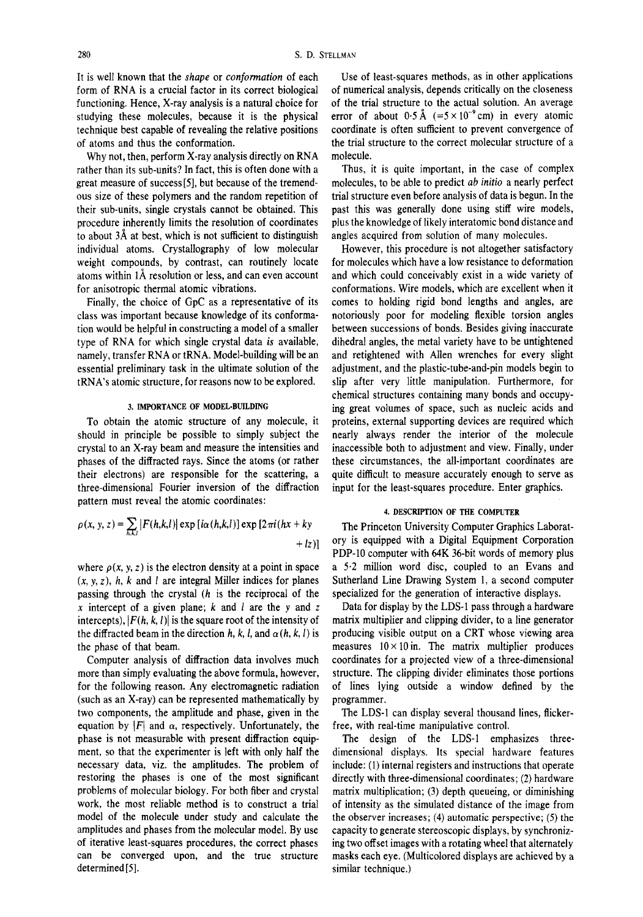It is well known that the *shape* or *conformation* of each form of RNA is a crucial factor in its correct biological functioning. Hence, X-ray analysis is a natural choice for studying these molecules, because it is the physical technique best capable of revealing the relative positions of atoms and thus the conformation.

Why not, then, perform X-ray analysis directly on RNA rather than its sub-units? In fact, this is often done with a great measure of success[5], but because of the tremendous size of these polymers and the random repetition of their sub-units, single crystals cannot be obtained. This procedure inherently limits the resolution of coordinates to about 3Å at best, which is not sufficient to distinguish individual atoms. Crystallography of low molecular weight compounds, by contrast, can routinely locate atoms within 1Å resolution or less, and can even account for anisotropic thermal atomic vibrations.

Finally, the choice of GpC as a representative of its class was important because knowledge of its conformation would be helpful in constructing a model of a smaller type of RNA for which single crystal data *is* available, namely, transfer RNA or tRNA. Model-building will be an essential preliminary task in the ultimate solution of the tRNA's atomic structure, for reasons now to be explored.

## 3. IMPORTANCE OF MODEL-BUILDING

To obtain the atomic structure of any molecule, it should in principle be possible to simply subject the crystal to an X-ray beam and measure the intensities and phases of the diffracted rays. Since the atoms (or rather their electrons) are responsible for the scattering, a three-dimensional Fourier inversion of the diffraction pattern must reveal the atomic coordinates:

$$\rho(x, y, z) = \sum_{h,k,l} |F(h,k,l)| \exp[i\alpha(h,k,l)] \exp[2\pi i(hx + ky + lz)]$$

where $\rho(x, y, z)$ is the electron density at a point in space $(x, y, z)$, $h$, $k$ and $l$ are integral Miller indices for planes passing through the crystal ($h$ is the reciprocal of the $x$ intercept of a given plane; $k$ and $l$ are the $y$ and $z$ intercepts), $|F(h, k, l)|$ is the square root of the intensity of the diffracted beam in the direction $h$, $k$, $l$, and $\alpha(h, k, l)$ is the phase of that beam.

Computer analysis of diffraction data involves much more than simply evaluating the above formula, however, for the following reason. Any electromagnetic radiation (such as an X-ray) can be represented mathematically by two components, the amplitude and phase, given in the equation by $|F|$ and $\alpha$, respectively. Unfortunately, the phase is not measurable with present diffraction equipment, so that the experimenter is left with only half the necessary data, viz. the amplitudes. The problem of restoring the phases is one of the most significant problems of molecular biology. For both fiber and crystal work, the most reliable method is to construct a trial model of the molecule under study and calculate the amplitudes and phases from the molecular model. By use of iterative least-squares procedures, the correct phases can be converged upon, and the true structure determined[5].

Use of least-squares methods, as in other applications of numerical analysis, depends critically on the closeness of the trial structure to the actual solution. An average error of about 0·5 Å ($=5 \times 10^{-9}$ cm) in every atomic coordinate is often sufficient to prevent convergence of the trial structure to the correct molecular structure of a molecule.

Thus, it is quite important, in the case of complex molecules, to be able to predict *ab initio* a nearly perfect trial structure even before analysis of data is begun. In the past this was generally done using stiff wire models, plus the knowledge of likely interatomic bond distance and angles acquired from solution of many molecules.

However, this procedure is not altogether satisfactory for molecules which have a low resistance to deformation and which could conceivably exist in a wide variety of conformations. Wire models, which are excellent when it comes to holding rigid bond lengths and angles, are notoriously poor for modeling flexible torsion angles between successions of bonds. Besides giving inaccurate dihedral angles, the metal variety have to be untightened and retightened with Allen wrenches for every slight adjustment, and the plastic-tube-and-pin models begin to slip after very little manipulation. Furthermore, for chemical structures containing many bonds and occupying great volumes of space, such as nucleic acids and proteins, external supporting devices are required which nearly always render the interior of the molecule inaccessible both to adjustment and view. Finally, under these circumstances, the all-important coordinates are quite difficult to measure accurately enough to serve as input for the least-squares procedure. Enter graphics.

## 4. DESCRIPTION OF THE COMPUTER

The Princeton University Computer Graphics Laboratory is equipped with a Digital Equipment Corporation PDP-10 computer with 64K 36-bit words of memory plus a 5·2 million word disc, coupled to an Evans and Sutherland Line Drawing System 1, a second computer specialized for the generation of interactive displays.

Data for display by the LDS-1 pass through a hardware matrix multiplier and clipping divider, to a line generator producing visible output on a CRT whose viewing area measures 10 × 10 in. The matrix multiplier produces coordinates for a projected view of a three-dimensional structure. The clipping divider eliminates those portions of lines lying outside a window defined by the programmer.

The LDS-1 can display several thousand lines, flicker-free, with real-time manipulative control.

The design of the LDS-1 emphasizes three-dimensional displays. Its special hardware features include: (1) internal registers and instructions that operate directly with three-dimensional coordinates; (2) hardware matrix multiplication; (3) depth queueing, or diminishing of intensity as the simulated distance of the image from the observer increases; (4) automatic perspective; (5) the capacity to generate stereoscopic displays, by synchronizing two offset images with a rotating wheel that alternately masks each eye. (Multicolored displays are achieved by a similar technique.)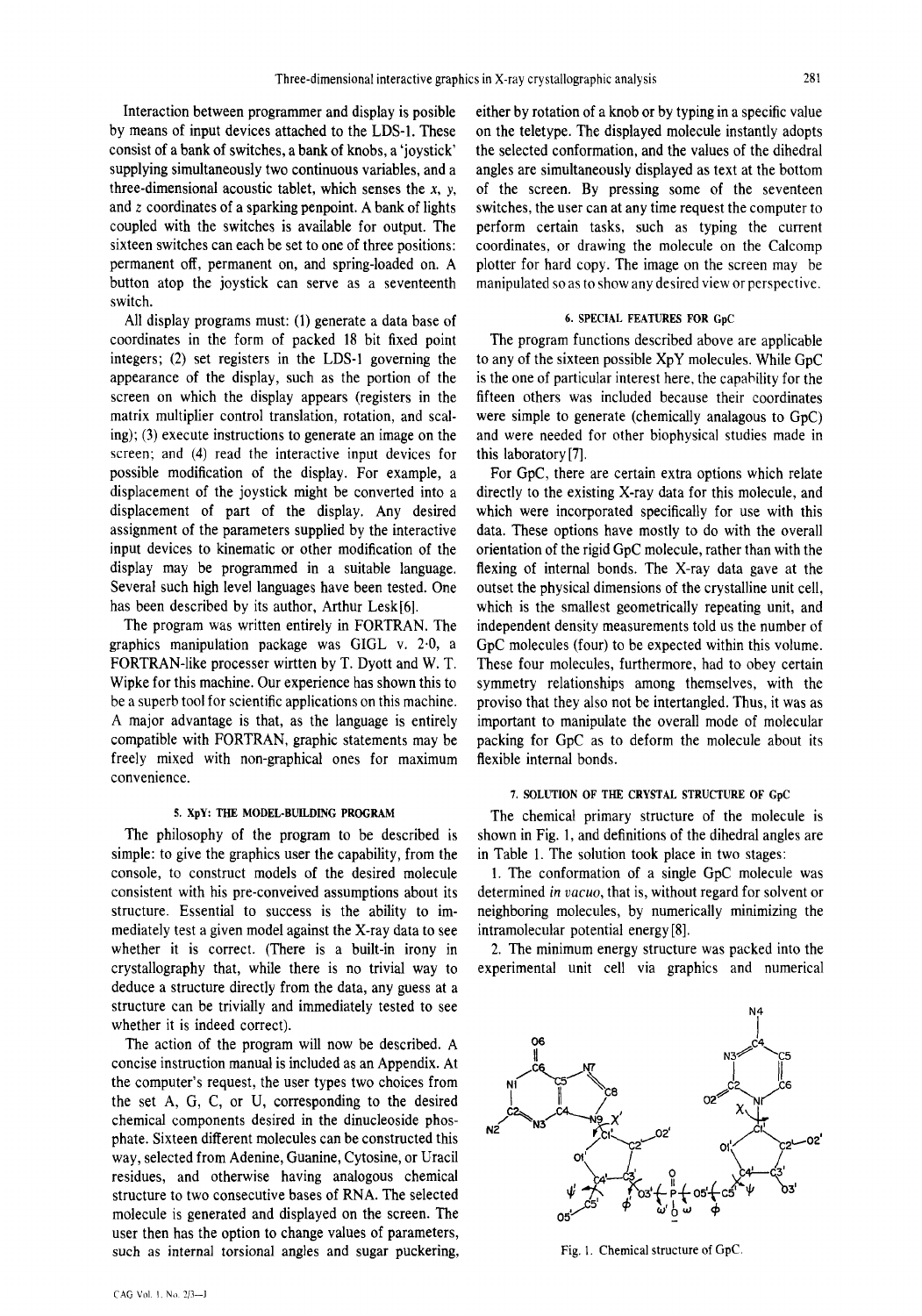Interaction between programmer and display is posible by means of input devices attached to the LDS-1. These consist of a bank of switches, a bank of knobs, a 'joystick' supplying simultaneously two continuous variables, and a three-dimensional acoustic tablet, which senses the x, y, and z coordinates of a sparking penpoint. A bank of lights coupled with the switches is available for output. The sixteen switches can each be set to one of three positions: permanent off, permanent on, and spring-loaded on. A button atop the joystick can serve as a seventeenth switch.

All display programs must: (1) generate a data base of coordinates in the form of packed 18 bit fixed point integers; (2) set registers in the LDS-1 governing the appearance of the display, such as the portion of the screen on which the display appears (registers in the matrix multiplier control translation, rotation, and scaling); (3) execute instructions to generate an image on the screen; and (4) read the interactive input devices for possible modification of the display. For example, a displacement of the joystick might be converted into a displacement of part of the display. Any desired assignment of the parameters supplied by the interactive input devices to kinematic or other modification of the display may be programmed in a suitable language. Several such high level languages have been tested. One has been described by its author, Arthur Lesk[6].

The program was written entirely in FORTRAN. The graphics manipulation package was GIGL v. 2·0, a FORTRAN-like processer wirtten by T. Dyott and W. T. Wipke for this machine. Our experience has shown this to be a superb tool for scientific applications on this machine. A major advantage is that, as the language is entirely compatible with FORTRAN, graphic statements may be freely mixed with non-graphical ones for maximum convenience.

## 5. XpY: THE MODEL-BUILDING PROGRAM

The philosophy of the program to be described is simple: to give the graphics user the capability, from the console, to construct models of the desired molecule consistent with his pre-conveived assumptions about its structure. Essential to success is the ability to immediately test a given model against the X-ray data to see whether it is correct. (There is a built-in irony in crystallography that, while there is no trivial way to deduce a structure directly from the data, any guess at a structure can be trivially and immediately tested to see whether it is indeed correct).

The action of the program will now be described. A concise instruction manual is included as an Appendix. At the computer's request, the user types two choices from the set A, G, C, or U, corresponding to the desired chemical components desired in the dinucleoside phosphate. Sixteen different molecules can be constructed this way, selected from Adenine, Guanine, Cytosine, or Uracil residues, and otherwise having analogous chemical structure to two consecutive bases of RNA. The selected molecule is generated and displayed on the screen. The user then has the option to change values of parameters, such as internal torsional angles and sugar puckering, either by rotation of a knob or by typing in a specific value on the teletype. The displayed molecule instantly adopts the selected conformation, and the values of the dihedral angles are simultaneously displayed as text at the bottom of the screen. By pressing some of the seventeen switches, the user can at any time request the computer to perform certain tasks, such as typing the current coordinates, or drawing the molecule on the Calcomp plotter for hard copy. The image on the screen may be manipulated so as to show any desired view or perspective.

## 6. SPECIAL FEATURES FOR GpC

The program functions described above are applicable to any of the sixteen possible XpY molecules. While GpC is the one of particular interest here, the capability for the fifteen others was included because their coordinates were simple to generate (chemically analagous to GpC) and were needed for other biophysical studies made in this laboratory[7].

For GpC, there are certain extra options which relate directly to the existing X-ray data for this molecule, and which were incorporated specifically for use with this data. These options have mostly to do with the overall orientation of the rigid GpC molecule, rather than with the flexing of internal bonds. The X-ray data gave at the outset the physical dimensions of the crystalline unit cell, which is the smallest geometrically repeating unit, and independent density measurements told us the number of GpC molecules (four) to be expected within this volume. These four molecules, furthermore, had to obey certain symmetry relationships among themselves, with the proviso that they also not be intertangled. Thus, it was as important to manipulate the overall mode of molecular packing for GpC as to deform the molecule about its flexible internal bonds.

## 7. SOLUTION OF THE CRYSTAL STRUCTURE OF GpC

The chemical primary structure of the molecule is shown in Fig. 1, and definitions of the dihedral angles are in Table 1. The solution took place in two stages:

1. The conformation of a single GpC molecule was determined *in vacuo*, that is, without regard for solvent or neighboring molecules, by numerically minimizing the intramolecular potential energy[8].

2. The minimum energy structure was packed into the experimental unit cell via graphics and numerical

Fig. 1. Chemical structure of GpC.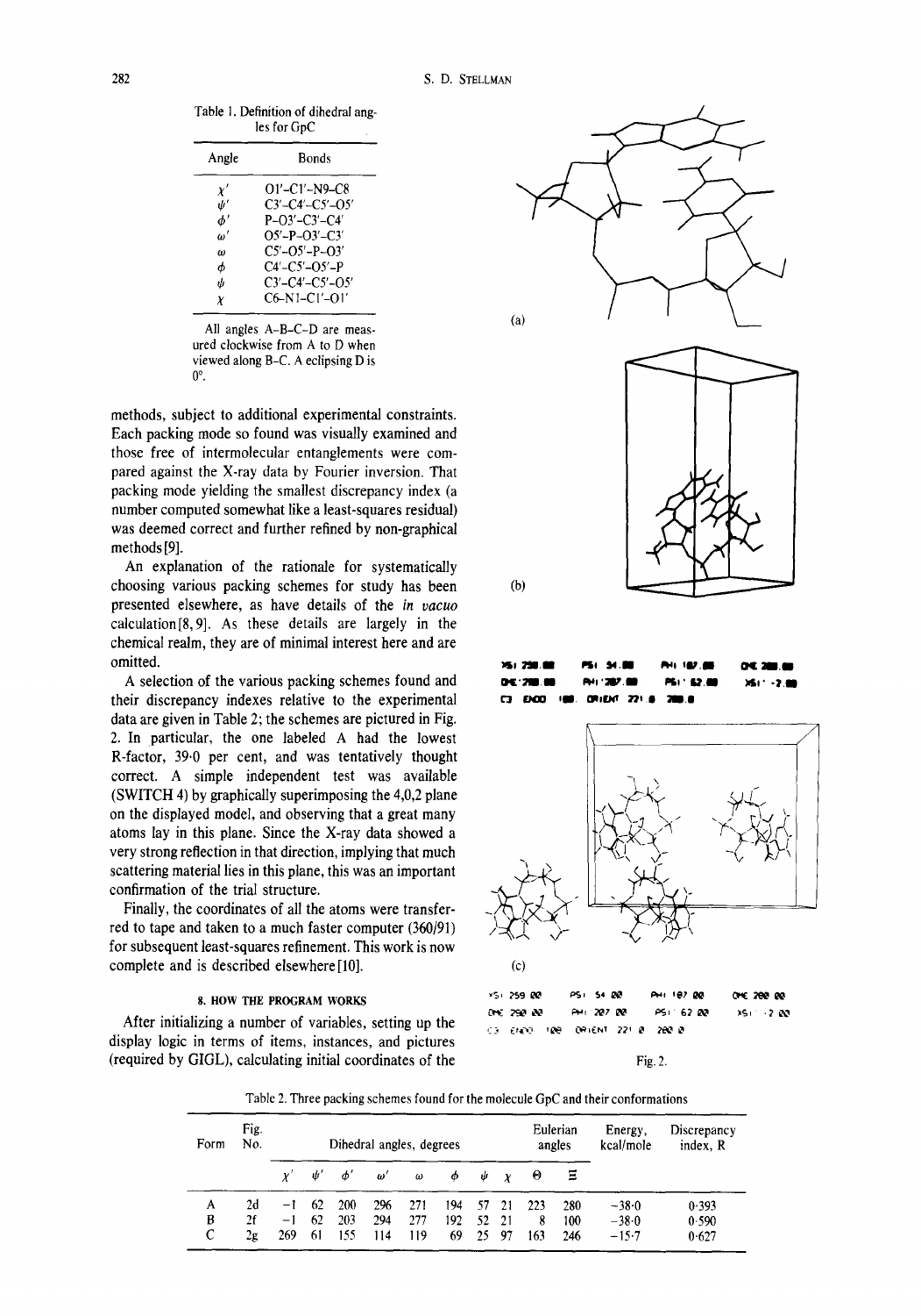Table 1. Definition of dihedral angles for GpC

| Angle | Bonds |
|---|---|
| $\chi'$ | O1'–C1'–N9–C8 |
| $\psi'$ | C3'–C4'–C5'–O5' |
| $\phi'$ | P–O3'–C3'–C4' |
| $\omega'$ | O5'–P–O3'–C3' |
| $\omega$ | C5'–O5'–P–O3' |
| $\phi$ | C4'–C5'–O5'–P |
| $\psi$ | C3'–C4'–C5'–O5' |
| $\chi$ | C6–N1–C1'–O1' |

All angles A–B–C–D are measured clockwise from A to D when viewed along B–C. A eclipsing D is 0°.

methods, subject to additional experimental constraints. Each packing mode so found was visually examined and those free of intermolecular entanglements were compared against the X-ray data by Fourier inversion. That packing mode yielding the smallest discrepancy index (a number computed somewhat like a least-squares residual) was deemed correct and further refined by non-graphical methods [9].

An explanation of the rationale for systematically choosing various packing schemes for study has been presented elsewhere, as have details of the *in vacuo* calculation [8, 9]. As these details are largely in the chemical realm, they are of minimal interest here and are omitted.

A selection of the various packing schemes found and their discrepancy indexes relative to the experimental data are given in Table 2; the schemes are pictured in Fig. 2. In particular, the one labeled A had the lowest R-factor, 39·0 per cent, and was tentatively thought correct. A simple independent test was available (SWITCH 4) by graphically superimposing the 4,0,2 plane on the displayed model, and observing that a great many atoms lay in this plane. Since the X-ray data showed a very strong reflection in that direction, implying that much scattering material lies in this plane, this was an important confirmation of the trial structure.

Finally, the coordinates of all the atoms were transferred to tape and taken to a much faster computer (360/91) for subsequent least-squares refinement. This work is now complete and is described elsewhere [10].

## 8. HOW THE PROGRAM WORKS

After initializing a number of variables, setting up the display logic in terms of items, instances, and pictures (required by GIGL), calculating initial coordinates of the

(a)

(b)

XSI 730.00 PSI 54.00 PHI 187.00 OME 280.00
OME 790.00 PHI 207.00 PSI 62.00 XSI' -2.00
C3 ENDO 100. ORIENT 221.0 280.0

(c)

XSI 259.00 PSI 54.00 PHI 187.00 OME 280.00
OME 290.00 PHI 207.00 PSI 62.00 XSI' -2.00
C3 ENDO 100 ORIENT 221.0 280.0

Fig. 2.

Table 2. Three packing schemes found for the molecule GpC and their conformations

| Form | Fig. No. | Dihedral angles, degrees | | | | | | | | Eulerian angles | | Energy, kcal/mole | Discrepancy index, R |
|---|---|---|---|---|---|---|---|---|---|---|---|---|---|
| | | $\chi'$ | $\psi'$ | $\phi'$ | $\omega'$ | $\omega$ | $\phi$ | $\psi$ | $\chi$ | $\Theta$ | $\Xi$ | | |
| A | 2d | −1 | 62 | 200 | 296 | 271 | 194 | 57 | 21 | 223 | 280 | −38·0 | 0·393 |
| B | 2f | −1 | 62 | 203 | 294 | 277 | 192 | 52 | 21 | 8 | 100 | −38·0 | 0·590 |
| C | 2g | 269 | 61 | 155 | 114 | 119 | 69 | 25 | 97 | 163 | 246 | −15·7 | 0·627 |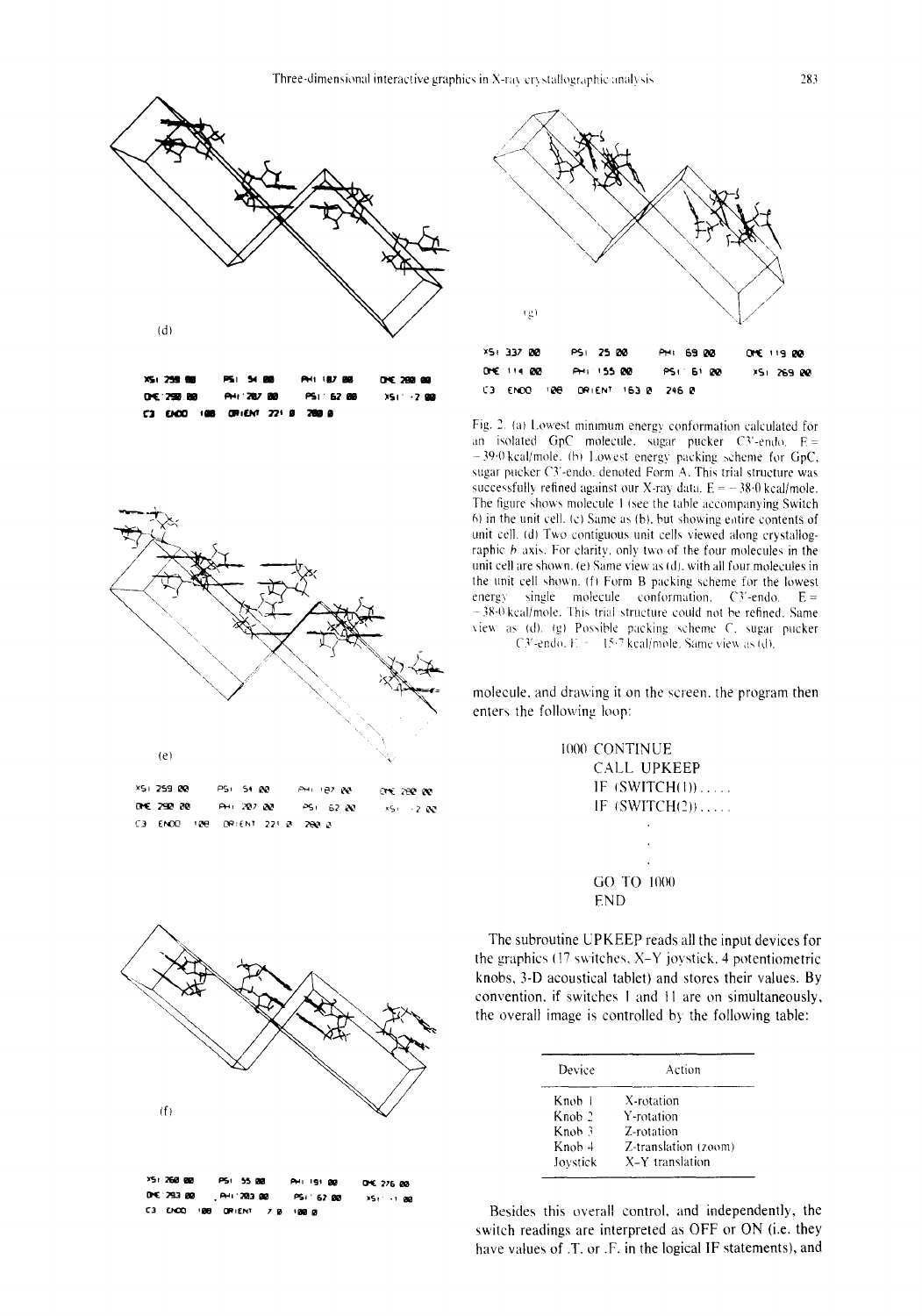(d)

XSI 259 00 PSI 54 00 PHI 187 00 OME 280 00
OME 290 00 PHI 287 00 PSI 62 00 XSI -2 00
C3 ENDO 100 ORIENT 221 0 280 0

(e)

XSI 259 00 PSI 54 00 PHI 187 00 OME 280 00
OME 290 00 PHI 287 00 PSI 62 00 XSI -2 00
C3 ENDO 100 ORIENT 221 0 280 0

(f)

XSI 260 00 PSI 55 00 PHI 191 00 OME 276 00
OME 293 00 PHI 283 00 PSI 62 00 XSI -1 00
C3 ENDO 100 ORIENT 7 0 100 0

(g)

XSI 337 00 PSI 25 00 PHI 69 00 OME 119 00
OME 114 00 PHI 155 00 PSI 61 00 XSI 269 00
C3 ENDO 100 ORIENT 163 0 246 0

Fig. 2. (a) Lowest minimum energy conformation calculated for an isolated GpC molecule, sugar pucker C3′-endo, E = −39·0 kcal/mole. (b) Lowest energy packing scheme for GpC, sugar pucker C3′-endo, denoted Form A. This trial structure was successfully refined against our X-ray data. E = −38·0 kcal/mole. The figure shows molecule 1 (see the table accompanying Switch 6) in the unit cell. (c) Same as (b), but showing entire contents of unit cell. (d) Two contiguous unit cells viewed along crystallographic *b* axis. For clarity, only two of the four molecules in the unit cell are shown. (e) Same view as (d), with all four molecules in the unit cell shown. (f) Form B packing scheme for the lowest energy single molecule conformation, C3′-endo, E = −38·0 kcal/mole. This trial structure could not be refined. Same view as (d). (g) Possible packing scheme C, sugar pucker C3′-endo, E = 15·7 kcal/mole. Same view as (d).

molecule, and drawing it on the screen, the program then enters the following loop:

```
1000 CONTINUE
     CALL UPKEEP
     IF (SWITCH(1)).....
     IF (SWITCH(2)).....
        .
        .
     GO TO 1000
     END
```

The subroutine UPKEEP reads all the input devices for the graphics (17 switches, X–Y joystick, 4 potentiometric knobs, 3-D acoustical tablet) and stores their values. By convention, if switches 1 and 11 are on simultaneously, the overall image is controlled by the following table:

| Device | Action |
|---|---|
| Knob 1 | X-rotation |
| Knob 2 | Y-rotation |
| Knob 3 | Z-rotation |
| Knob 4 | Z-translation (zoom) |
| Joystick | X–Y translation |

Besides this overall control, and independently, the switch readings are interpreted as OFF or ON (i.e. they have values of .T. or .F. in the logical IF statements), and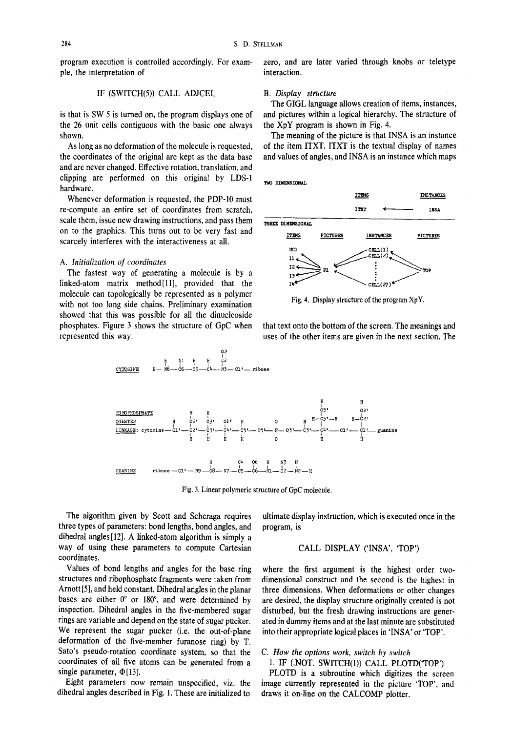program execution is controlled accordingly. For example, the interpretation of

IF (SWITCH(5)) CALL ADJCEL

is that is SW 5 is turned on, the program displays one of the 26 unit cells contiguous with the basic one always shown.

As long as no deformation of the molecule is requested, the coordinates of the original are kept as the data base and are never changed. Effective rotation, translation, and clipping are performed on this original by LDS-1 hardware.

Whenever deformation is requested, the PDP-10 must re-compute an entire set of coordinates from scratch, scale them, issue new drawing instructions, and pass them on to the graphics. This turns out to be very fast and scarcely interferes with the interactiveness at all.

### A. *Initialization of coordinates*

The fastest way of generating a molecule is by a linked-atom matrix method[11], provided that the molecule can topologically be represented as a polymer with not too long side chains. Preliminary examination showed that this was possible for all the dinucleoside phosphates. Figure 3 shows the structure of GpC when represented this way.

Fig. 3. Linear polymeric structure of GpC molecule.

The algorithm given by Scott and Scheraga requires three types of parameters: bond lengths, bond angles, and dihedral angles[12]. A linked-atom algorithm is simply a way of using these parameters to compute Cartesian coordinates.

Values of bond lengths and angles for the base ring structures and ribophosphate fragments were taken from Arnott[5], and held constant. Dihedral angles in the planar bases are either 0° or 180°, and were determined by inspection. Dihedral angles in the five-membered sugar rings are variable and depend on the state of sugar pucker. We represent the sugar pucker (i.e. the out-of-plane deformation of the five-member furanose ring) by T. Sato's pseudo-rotation coordinate system, so that the coordinates of all five atoms can be generated from a single parameter, $\Phi$[13].

Eight parameters now remain unspecified, viz. the dihedral angles described in Fig. 1. These are initialized to zero, and are later varied through knobs or teletype interaction.

### B. *Display structure*

The GIGL language allows creation of items, instances, and pictures within a logical hierarchy. The structure of the XpY program is shown in Fig. 4.

The meaning of the picture is that INSA is an instance of the item ITXT. ITXT is the textual display of names and values of angles, and INSA is an instance which maps that text onto the bottom of the screen. The meanings and uses of the other items are given in the next section. The ultimate display instruction, which is executed once in the program, is

CALL DISPLAY ('INSA', 'TOP')

Fig. 4. Display structure of the program XpY.

where the first argument is the highest order two-dimensional construct and the second is the highest in three dimensions. When deformations or other changes are desired, the display structure originally created is not disturbed, but the fresh drawing instructions are generated in dummy items and at the last minute are substituted into their appropriate logical places in 'INSA' or 'TOP'.

### C. *How the options work, switch by switch*

1. IF (.NOT. SWITCH(1)) CALL PLOTD('TOP')

PLOTD is a subroutine which digitizes the screen image currently represented in the picture 'TOP', and draws it on-line on the CALCOMP plotter.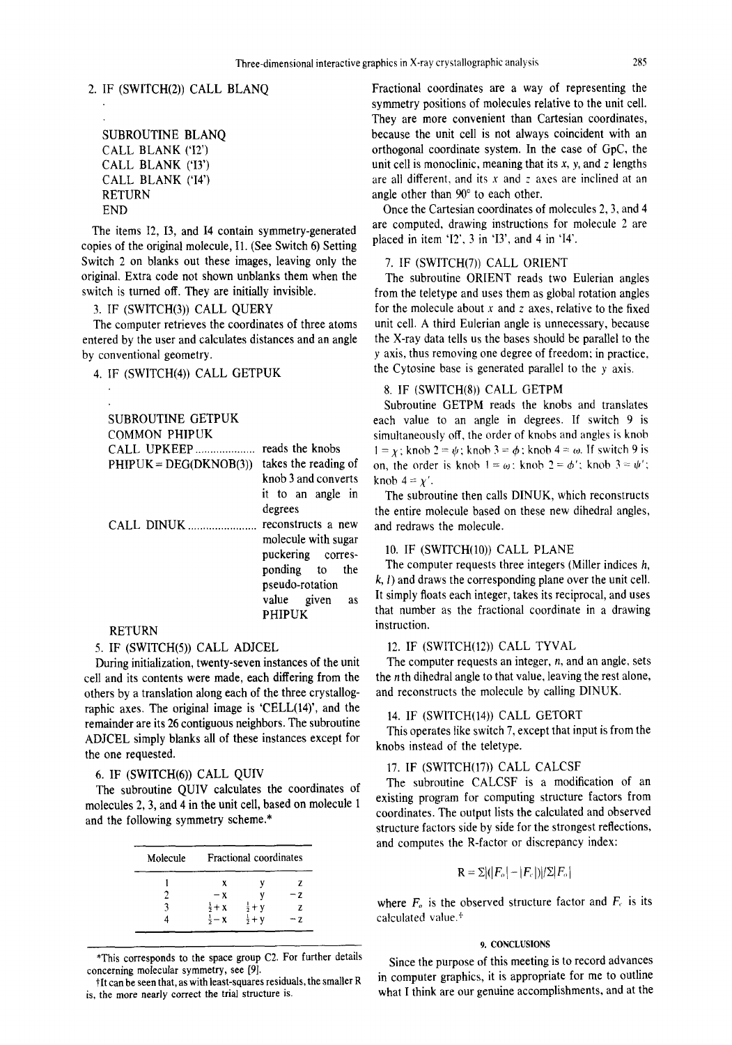2. IF (SWITCH(2)) CALL BLANQ

```
      .
      .
SUBROUTINE BLANQ
CALL BLANK ('I2')
CALL BLANK ('I3')
CALL BLANK ('I4')
RETURN
END
```

The items I2, I3, and I4 contain symmetry-generated copies of the original molecule, I1. (See Switch 6) Setting Switch 2 on blanks out these images, leaving only the original. Extra code not shown unblanks them when the switch is turned off. They are initially invisible.

3. IF (SWITCH(3)) CALL QUERY

The computer retrieves the coordinates of three atoms entered by the user and calculates distances and an angle by conventional geometry.

4. IF (SWITCH(4)) CALL GETPUK

```
      .
      .
SUBROUTINE GETPUK
COMMON PHIPUK
CALL UPKEEP.................... reads the knobs
PHIPUK = DEG(DKNOB(3))          takes the reading of
                                knob 3 and converts
                                it to an angle in
                                degrees
CALL DINUK..................... reconstructs a new
                                molecule with sugar
                                puckering corres-
                                ponding to the
                                pseudo-rotation
                                value given as
                                PHIPUK
RETURN
```

5. IF (SWITCH(5)) CALL ADJCEL

During initialization, twenty-seven instances of the unit cell and its contents were made, each differing from the others by a translation along each of the three crystallographic axes. The original image is 'CELL(14)', and the remainder are its 26 contiguous neighbors. The subroutine ADJCEL simply blanks all of these instances except for the one requested.

6. IF (SWITCH(6)) CALL QUIV

The subroutine QUIV calculates the coordinates of molecules 2, 3, and 4 in the unit cell, based on molecule 1 and the following symmetry scheme.*

| Molecule | Fractional coordinates | | |
|---|---|---|---|
| 1 | x | y | z |
| 2 | −x | y | −z |
| 3 | $\frac{1}{2}$+x | $\frac{1}{2}$+y | z |
| 4 | $\frac{1}{2}$−x | $\frac{1}{2}$+y | −z |

*This corresponds to the space group C2. For further details concerning molecular symmetry, see [9].

†It can be seen that, as with least-squares residuals, the smaller R is, the more nearly correct the trial structure is.

Fractional coordinates are a way of representing the symmetry positions of molecules relative to the unit cell. They are more convenient than Cartesian coordinates, because the unit cell is not always coincident with an orthogonal coordinate system. In the case of GpC, the unit cell is monoclinic, meaning that its x, y, and z lengths are all different, and its x and z axes are inclined at an angle other than 90° to each other.

Once the Cartesian coordinates of molecules 2, 3, and 4 are computed, drawing instructions for molecule 2 are placed in item 'I2', 3 in 'I3', and 4 in 'I4'.

7. IF (SWITCH(7)) CALL ORIENT

The subroutine ORIENT reads two Eulerian angles from the teletype and uses them as global rotation angles for the molecule about x and z axes, relative to the fixed unit cell. A third Eulerian angle is unnecessary, because the X-ray data tells us the bases should be parallel to the y axis, thus removing one degree of freedom; in practice, the Cytosine base is generated parallel to the y axis.

8. IF (SWITCH(8)) CALL GETPM

Subroutine GETPM reads the knobs and translates each value to an angle in degrees. If switch 9 is simultaneously off, the order of knobs and angles is knob 1 = $\chi$; knob 2 = $\psi$; knob 3 = $\phi$; knob 4 = $\omega$. If switch 9 is on, the order is knob 1 = $\omega$; knob 2 = $\phi'$; knob 3 = $\psi'$; knob 4 = $\chi'$.

The subroutine then calls DINUK, which reconstructs the entire molecule based on these new dihedral angles, and redraws the molecule.

10. IF (SWITCH(10)) CALL PLANE

The computer requests three integers (Miller indices h, k, l) and draws the corresponding plane over the unit cell. It simply floats each integer, takes its reciprocal, and uses that number as the fractional coordinate in a drawing instruction.

12. IF (SWITCH(12)) CALL TYVAL

The computer requests an integer, n, and an angle, sets the nth dihedral angle to that value, leaving the rest alone, and reconstructs the molecule by calling DINUK.

14. IF (SWITCH(14)) CALL GETORT

This operates like switch 7, except that input is from the knobs instead of the teletype.

17. IF (SWITCH(17)) CALL CALCSF

The subroutine CALCSF is a modification of an existing program for computing structure factors from coordinates. The output lists the calculated and observed structure factors side by side for the strongest reflections, and computes the R-factor or discrepancy index:

$$R = \Sigma |(|F_o| - |F_c|)| / \Sigma |F_o|$$

where $F_o$ is the observed structure factor and $F_c$ is its calculated value.†

## 9. CONCLUSIONS

Since the purpose of this meeting is to record advances in computer graphics, it is appropriate for me to outline what I think are our genuine accomplishments, and at the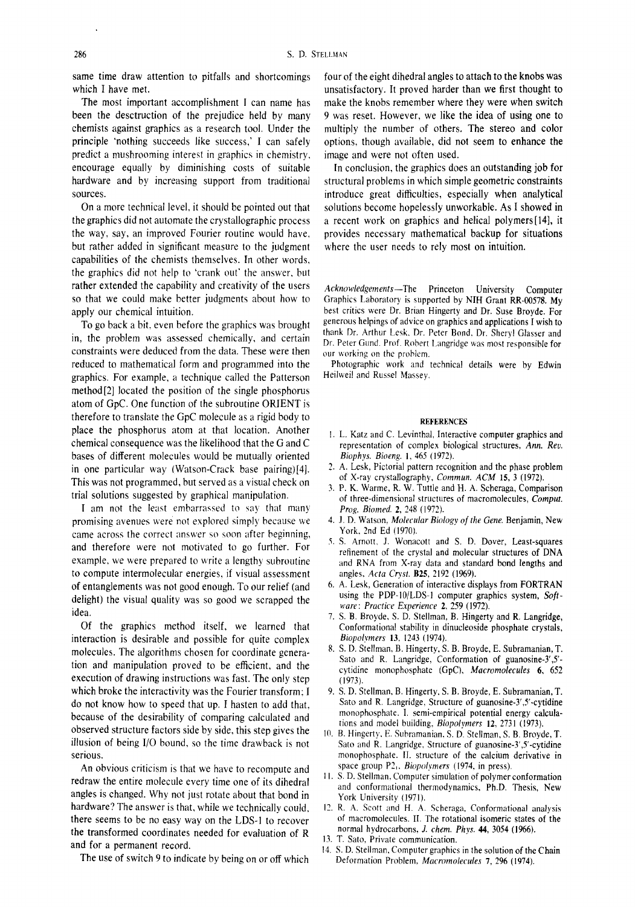same time draw attention to pitfalls and shortcomings which I have met.

The most important accomplishment I can name has been the desctruction of the prejudice held by many chemists against graphics as a research tool. Under the principle 'nothing succeeds like success,' I can safely predict a mushrooming interest in graphics in chemistry, encourage equally by diminishing costs of suitable hardware and by increasing support from traditional sources.

On a more technical level, it should be pointed out that the graphics did not automate the crystallographic process the way, say, an improved Fourier routine would have, but rather added in significant measure to the judgment capabilities of the chemists themselves. In other words, the graphics did not help to 'crank out' the answer, but rather extended the capability and creativity of the users so that we could make better judgments about how to apply our chemical intuition.

To go back a bit, even before the graphics was brought in, the problem was assessed chemically, and certain constraints were deduced from the data. These were then reduced to mathematical form and programmed into the graphics. For example, a technique called the Patterson method[2] located the position of the single phosphorus atom of GpC. One function of the subroutine ORIENT is therefore to translate the GpC molecule as a rigid body to place the phosphorus atom at that location. Another chemical consequence was the likelihood that the G and C bases of different molecules would be mutually oriented in one particular way (Watson-Crack base pairing)[4]. This was not programmed, but served as a visual check on trial solutions suggested by graphical manipulation.

I am not the least embarrassed to say that many promising avenues were not explored simply because we came across the correct answer so soon after beginning, and therefore were not motivated to go further. For example, we were prepared to write a lengthy subroutine to compute intermolecular energies, if visual assessment of entanglements was not good enough. To our relief (and delight) the visual quality was so good we scrapped the idea.

Of the graphics method itself, we learned that interaction is desirable and possible for quite complex molecules. The algorithms chosen for coordinate generation and manipulation proved to be efficient, and the execution of drawing instructions was fast. The only step which broke the interactivity was the Fourier transform; I do not know how to speed that up. I hasten to add that, because of the desirability of comparing calculated and observed structure factors side by side, this step gives the illusion of being I/O bound, so the time drawback is not serious.

An obvious criticism is that we have to recompute and redraw the entire molecule every time one of its dihedral angles is changed. Why not just rotate about that bond in hardware? The answer is that, while we technically could, there seems to be no easy way on the LDS-1 to recover the transformed coordinates needed for evaluation of R and for a permanent record.

The use of switch 9 to indicate by being on or off which four of the eight dihedral angles to attach to the knobs was unsatisfactory. It proved harder than we first thought to make the knobs remember where they were when switch 9 was reset. However, we like the idea of using one to multiply the number of others. The stereo and color options, though available, did not seem to enhance the image and were not often used.

In conclusion, the graphics does an outstanding job for structural problems in which simple geometric constraints introduce great difficulties, especially when analytical solutions become hopelessly unworkable. As I showed in a recent work on graphics and helical polymers[14], it provides necessary mathematical backup for situations where the user needs to rely most on intuition.

*Acknowledgements*—The Princeton University Computer Graphics Laboratory is supported by NIH Grant RR-00578. My best critics were Dr. Brian Hingerty and Dr. Suse Broyde. For generous helpings of advice on graphics and applications I wish to thank Dr. Arthur Lesk, Dr. Peter Bond, Dr. Sheryl Glasser and Dr. Peter Gund. Prof. Robert Langridge was most responsible for our working on the problem.

Photographic work and technical details were by Edwin Heilweil and Russel Massey.

## REFERENCES

1. L. Katz and C. Levinthal, Interactive computer graphics and representation of complex biological structures, *Ann. Rev. Biophys. Bioeng.* **1**, 465 (1972).
2. A. Lesk, Pictorial pattern recognition and the phase problem of X-ray crystallography, *Commun. ACM* **15**, 3 (1972).
3. P. K. Warme, R. W. Tuttle and H. A. Scheraga, Comparison of three-dimensional structures of macromolecules, *Comput. Prog. Biomed.* **2**, 248 (1972).
4. J. D. Watson, *Molecular Biology of the Gene.* Benjamin, New York, 2nd Ed (1970).
5. S. Arnott, J. Wonacott and S. D. Dover, Least-squares refinement of the crystal and molecular structures of DNA and RNA from X-ray data and standard bond lengths and angles, *Acta Cryst.* **B25**, 2192 (1969).
6. A. Lesk, Generation of interactive displays from FORTRAN using the PDP-10/LDS-1 computer graphics system, *Software: Practice Experience* **2**, 259 (1972).
7. S. B. Broyde, S. D. Stellman, B. Hingerty and R. Langridge, Conformational stability in dinucleoside phosphate crystals, *Biopolymers* **13**, 1243 (1974).
8. S. D. Stellman, B. Hingerty, S. B. Broyde, E. Subramanian, T. Sato and R. Langridge, Conformation of guanosine-3',5'-cytidine monophosphate (GpC), *Macromolecules* **6**, 652 (1973).
9. S. D. Stellman, B. Hingerty, S. B. Broyde, E. Subramanian, T. Sato and R. Langridge, Structure of guanosine-3',5'-cytidine monophosphate. I. semi-empirical potential energy calculations and model building, *Biopolymers* **12**, 2731 (1973).
10. B. Hingerty, E. Subramanian, S. D. Stellman, S. B. Broyde, T. Sato and R. Langridge, Structure of guanosine-3',5'-cytidine monophosphate. II. structure of the calcium derivative in space group $P2_1$, *Biopolymers* (1974, in press).
11. S. D. Stellman, Computer simulation of polymer conformation and conformational thermodynamics, Ph.D. Thesis, New York University (1971).
12. R. A. Scott and H. A. Scheraga, Conformational analysis of macromolecules. II. The rotational isomeric states of the normal hydrocarbons, *J. chem. Phys.* **44**, 3054 (1966).
13. T. Sato, Private communication.
14. S. D. Stellman, Computer graphics in the solution of the Chain Deformation Problem, *Macromolecules* **7**, 296 (1974).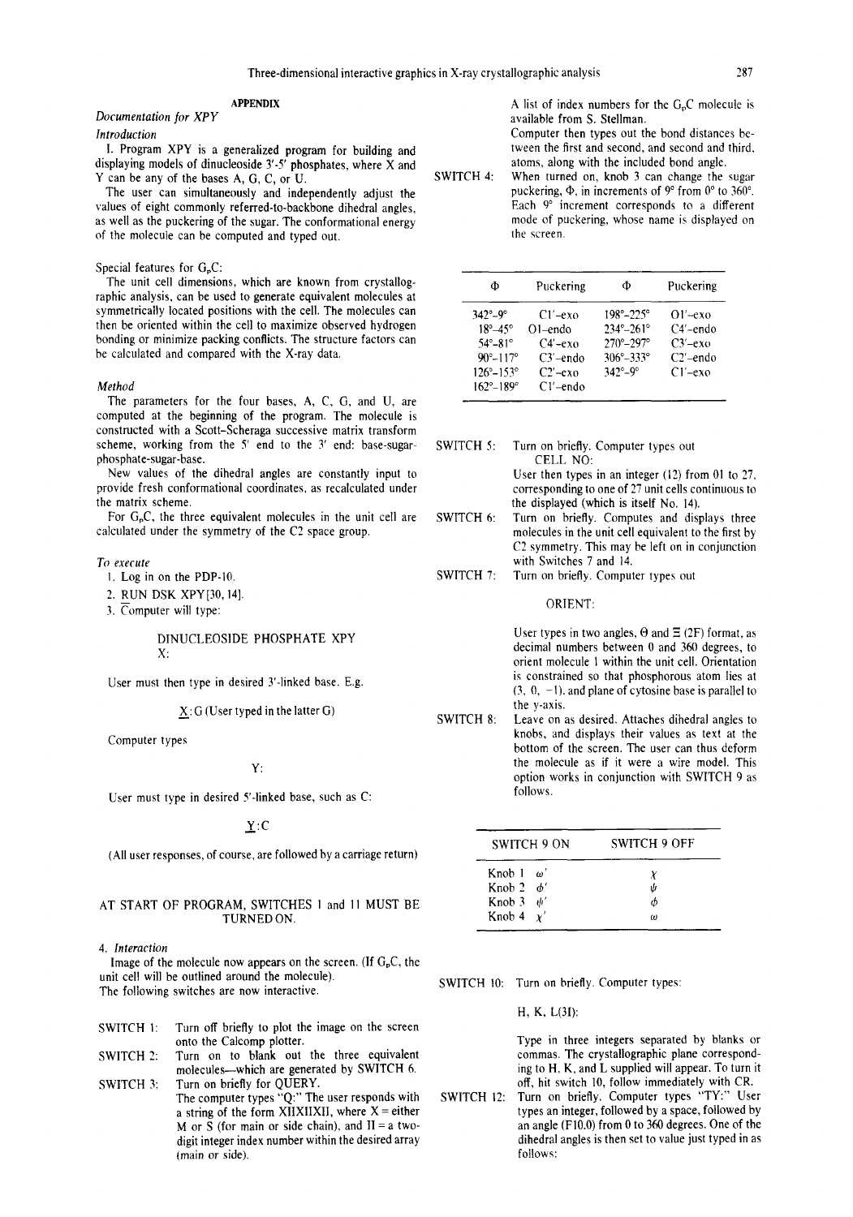## APPENDIX

### *Documentation for XPY*

#### *Introduction*

1. Program XPY is a generalized program for building and displaying models of dinucleoside 3′-5′ phosphates, where X and Y can be any of the bases A, G, C, or U.

The user can simultaneously and independently adjust the values of eight commonly referred-to-backbone dihedral angles, as well as the puckering of the sugar. The conformational energy of the molecule can be computed and typed out.

Special features for $G_pC$:

The unit cell dimensions, which are known from crystallographic analysis, can be used to generate equivalent molecules at symmetrically located positions with the cell. The molecules can then be oriented within the cell to maximize observed hydrogen bonding or minimize packing conflicts. The structure factors can be calculated and compared with the X-ray data.

#### *Method*

The parameters for the four bases, A, C, G, and U, are computed at the beginning of the program. The molecule is constructed with a Scott–Scheraga successive matrix transform scheme, working from the 5′ end to the 3′ end: base-sugar-phosphate-sugar-base.

New values of the dihedral angles are constantly input to provide fresh conformational coordinates, as recalculated under the matrix scheme.

For $G_pC$, the three equivalent molecules in the unit cell are calculated under the symmetry of the C2 space group.

#### *To execute*

1. Log in on the PDP-10.
2. RUN DSK XPY[30, 14].
3. Computer will type:

DINUCLEOSIDE PHOSPHATE XPY
X:

User must then type in desired 3′-linked base. E.g.

X: G (User typed in the latter G)

Computer types

Y:

User must type in desired 5′-linked base, such as C:

Y: C

(All user responses, of course, are followed by a carriage return)

AT START OF PROGRAM, SWITCHES 1 and 11 MUST BE TURNED ON.

4. *Interaction*

Image of the molecule now appears on the screen. (If $G_pC$, the unit cell will be outlined around the molecule).

The following switches are now interactive.

SWITCH 1: Turn off briefly to plot the image on the screen onto the Calcomp plotter.

SWITCH 2: Turn on to blank out the three equivalent molecules—which are generated by SWITCH 6.

SWITCH 3: Turn on briefly for QUERY.
The computer types "Q:" The user responds with a string of the form XIIXIIXII, where X = either M or S (for main or side chain), and II = a two-digit integer index number within the desired array (main or side).
A list of index numbers for the $G_pC$ molecule is available from S. Stellman.
Computer then types out the bond distances between the first and second, and second and third, atoms, along with the included bond angle.

SWITCH 4: When turned on, knob 3 can change the sugar puckering, Φ, in increments of 9° from 0° to 360°. Each 9° increment corresponds to a different mode of puckering, whose name is displayed on the screen.

| Φ | Puckering | Φ | Puckering |
|---|---|---|---|
| 342°–9° | C1′-exo | 198°–225° | O1′-exo |
| 18°–45° | O1-endo | 234°–261° | C4′-endo |
| 54°–81° | C4′-exo | 270°–297° | C3′-exo |
| 90°–117° | C3′-endo | 306°–333° | C2′-endo |
| 126°–153° | C2′-exo | 342°–9° | C1′-exo |
| 162°–189° | C1′-endo | | |

SWITCH 5: Turn on briefly. Computer types out
CELL NO:
User then types in an integer (I2) from 01 to 27, corresponding to one of 27 unit cells continuous to the displayed (which is itself No. 14).

SWITCH 6: Turn on briefly. Computes and displays three molecules in the unit cell equivalent to the first by C2 symmetry. This may be left on in conjunction with Switches 7 and 14.

SWITCH 7: Turn on briefly. Computer types out

ORIENT:

User types in two angles, Θ and Ξ (2F) format, as decimal numbers between 0 and 360 degrees, to orient molecule 1 within the unit cell. Orientation is constrained so that phosphorous atom lies at (3, 0, −1), and plane of cytosine base is parallel to the y-axis.

SWITCH 8: Leave on as desired. Attaches dihedral angles to knobs, and displays their values as text at the bottom of the screen. The user can thus deform the molecule as if it were a wire model. This option works in conjunction with SWITCH 9 as follows.

| | SWITCH 9 ON | SWITCH 9 OFF |
|---|---|---|
| Knob 1 | $\omega'$ | $\chi$ |
| Knob 2 | $\phi'$ | $\psi$ |
| Knob 3 | $\psi'$ | $\phi$ |
| Knob 4 | $\chi'$ | $\omega$ |

SWITCH 10: Turn on briefly. Computer types:

H, K, L(3I):

Type in three integers separated by blanks or commas. The crystallographic plane corresponding to H, K, and L supplied will appear. To turn it off, hit switch 10, follow immediately with CR.

SWITCH 12: Turn on briefly. Computer types "TY:" User types an integer, followed by a space, followed by an angle (F10.0) from 0 to 360 degrees. One of the dihedral angles is then set to value just typed in as follows: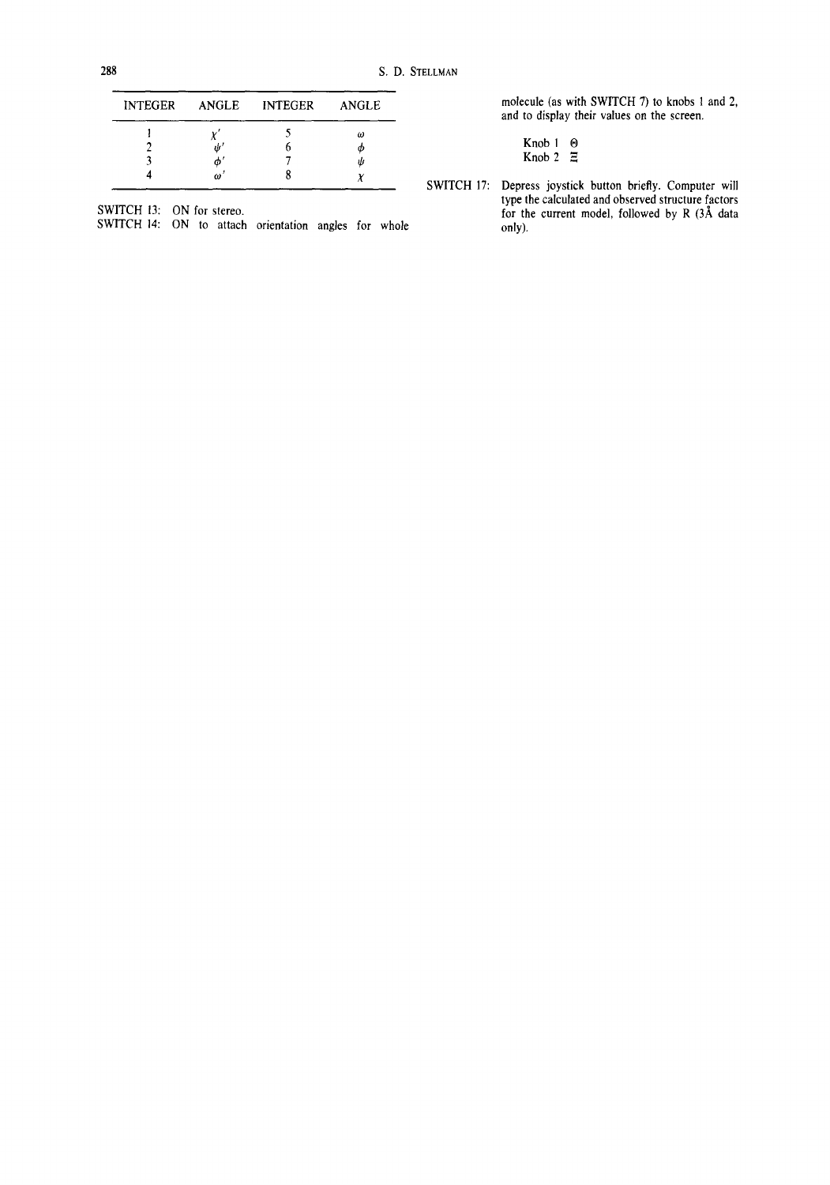| INTEGER | ANGLE | INTEGER | ANGLE |
|---|---|---|---|
| 1 | $\chi'$ | 5 | $\omega$ |
| 2 | $\psi'$ | 6 | $\phi$ |
| 3 | $\phi'$ | 7 | $\psi$ |
| 4 | $\omega'$ | 8 | $\chi$ |

SWITCH 13: ON for stereo.

SWITCH 14: ON to attach orientation angles for whole molecule (as with SWITCH 7) to knobs 1 and 2, and to display their values on the screen.

Knob 1 $\Theta$
Knob 2 $\Xi$

SWITCH 17: Depress joystick button briefly. Computer will type the calculated and observed structure factors for the current model, followed by R (3Å data only).